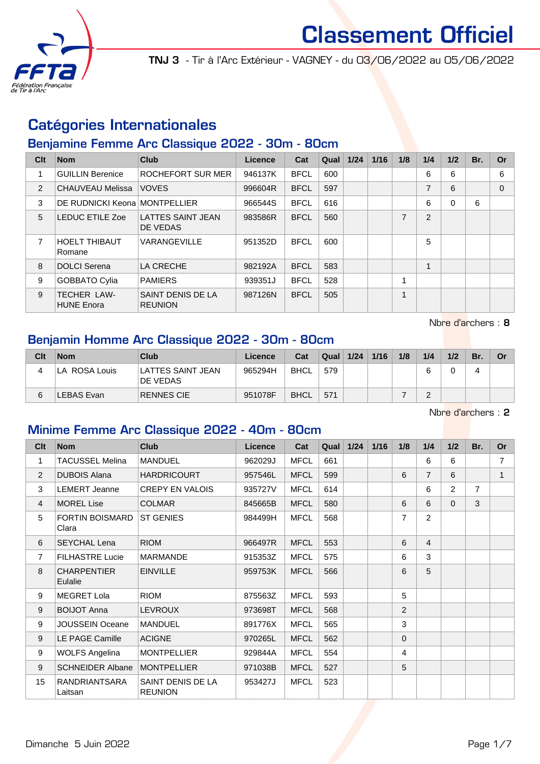# Classement Officiel

**TNJ 3** - Tir à l'Arc Extérieur - VAGNEY - du 03/06/2022 au 05/06/2022

## Catégories Internationales

### Benjamine Femme Arc Classique 2022 - 30m - 80cm

| Clt | Nom | Club | Licence | Cat | Qual | 1/24 | 1/16 | 1/8 | 1/4 | 1/2 | Br. | Or |
|---|---|---|---|---|---|---|---|---|---|---|---|---|
| 1 | GUILLIN Berenice | ROCHEFORT SUR MER | 946137K | BFCL | 600 | | | | 6 | 6 | | 6 |
| 2 | CHAUVEAU Melissa | VOVES | 996604R | BFCL | 597 | | | | 7 | 6 | | 0 |
| 3 | DE RUDNICKI Keona | MONTPELLIER | 966544S | BFCL | 616 | | | | 6 | 0 | 6 | |
| 5 | LEDUC ETILE Zoe | LATTES SAINT JEAN DE VEDAS | 983586R | BFCL | 560 | | | 7 | 2 | | | |
| 7 | HOELT THIBAUT Romane | VARANGEVILLE | 951352D | BFCL | 600 | | | | 5 | | | |
| 8 | DOLCI Serena | LA CRECHE | 982192A | BFCL | 583 | | | | 1 | | | |
| 9 | GOBBATO Cylia | PAMIERS | 939351J | BFCL | 528 | | | 1 | | | | |
| 9 | TECHER LAW-HUNE Enora | SAINT DENIS DE LA REUNION | 987126N | BFCL | 505 | | | 1 | | | | |

Nbre d'archers : **8**

### Benjamin Homme Arc Classique 2022 - 30m - 80cm

| Clt | Nom | Club | Licence | Cat | Qual | 1/24 | 1/16 | 1/8 | 1/4 | 1/2 | Br. | Or |
|---|---|---|---|---|---|---|---|---|---|---|---|---|
| 4 | LA ROSA Louis | LATTES SAINT JEAN DE VEDAS | 965294H | BHCL | 579 | | | | 6 | 0 | 4 | |
| 6 | LEBAS Evan | RENNES CIE | 951078F | BHCL | 571 | | | 7 | 2 | | | |

Nbre d'archers : **2**

### Minime Femme Arc Classique 2022 - 40m - 80cm

| Clt | Nom | Club | Licence | Cat | Qual | 1/24 | 1/16 | 1/8 | 1/4 | 1/2 | Br. | Or |
|---|---|---|---|---|---|---|---|---|---|---|---|---|
| 1 | TACUSSEL Melina | MANDUEL | 962029J | MFCL | 661 | | | | 6 | 6 | | 7 |
| 2 | DUBOIS Alana | HARDRICOURT | 957546L | MFCL | 599 | | | 6 | 7 | 6 | | 1 |
| 3 | LEMERT Jeanne | CREPY EN VALOIS | 935727V | MFCL | 614 | | | | 6 | 2 | 7 | |
| 4 | MOREL Lise | COLMAR | 845665B | MFCL | 580 | | | 6 | 6 | 0 | 3 | |
| 5 | FORTIN BOISMARD Clara | ST GENIES | 984499H | MFCL | 568 | | | 7 | 2 | | | |
| 6 | SEYCHAL Lena | RIOM | 966497R | MFCL | 553 | | | 6 | 4 | | | |
| 7 | FILHASTRE Lucie | MARMANDE | 915353Z | MFCL | 575 | | | 6 | 3 | | | |
| 8 | CHARPENTIER Eulalie | EINVILLE | 959753K | MFCL | 566 | | | 6 | 5 | | | |
| 9 | MEGRET Lola | RIOM | 875563Z | MFCL | 593 | | | 5 | | | | |
| 9 | BOIJOT Anna | LEVROUX | 973698T | MFCL | 568 | | | 2 | | | | |
| 9 | JOUSSEIN Oceane | MANDUEL | 891776X | MFCL | 565 | | | 3 | | | | |
| 9 | LE PAGE Camille | ACIGNE | 970265L | MFCL | 562 | | | 0 | | | | |
| 9 | WOLFS Angelina | MONTPELLIER | 929844A | MFCL | 554 | | | 4 | | | | |
| 9 | SCHNEIDER Albane | MONTPELLIER | 971038B | MFCL | 527 | | | 5 | | | | |
| 15 | RANDRIANTSARA Laitsan | SAINT DENIS DE LA REUNION | 953427J | MFCL | 523 | | | | | | | |

Dimanche 5 Juin 2022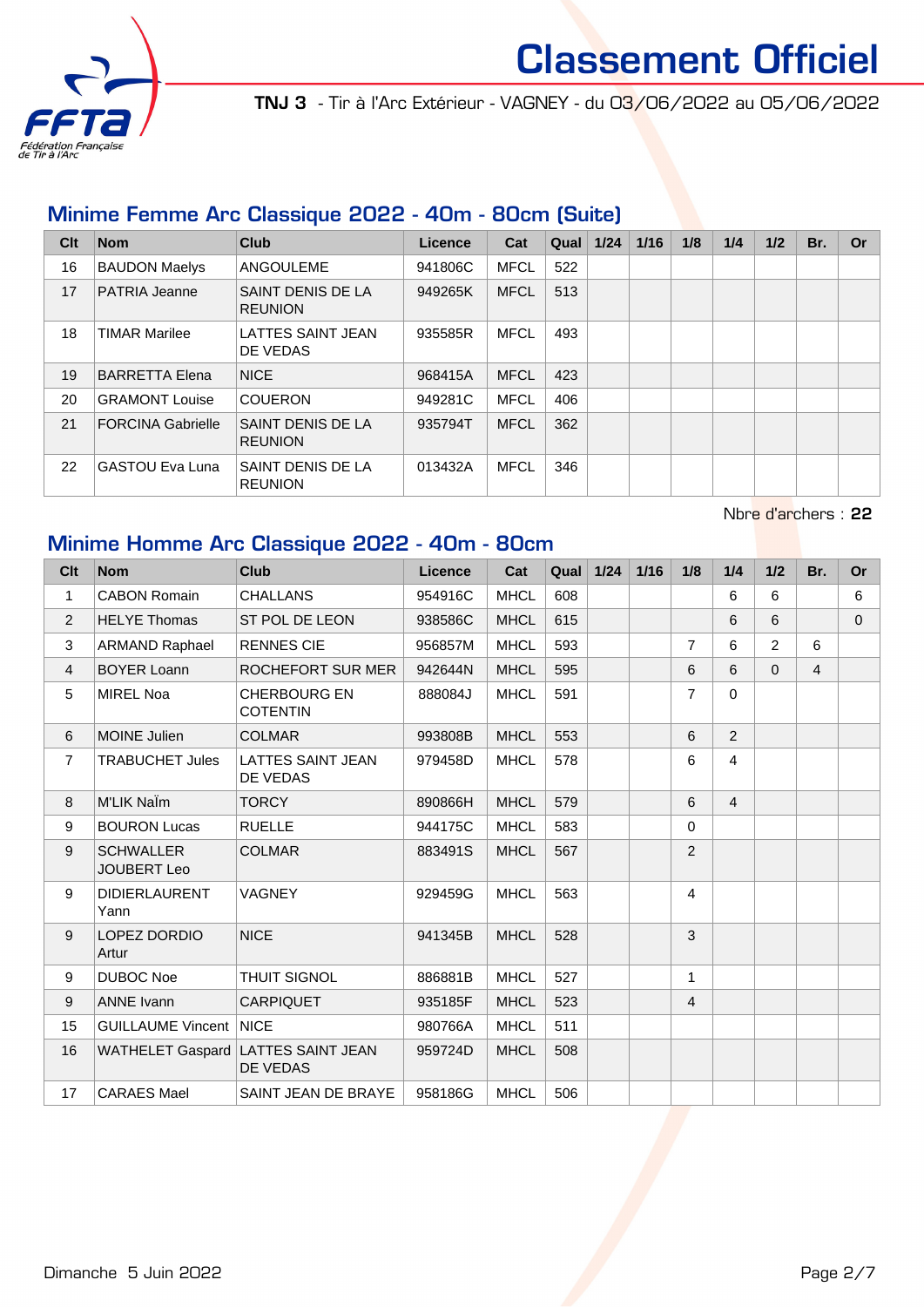# Classement Officiel

**TNJ 3** - Tir à l'Arc Extérieur - VAGNEY - du 03/06/2022 au 05/06/2022

## Minime Femme Arc Classique 2022 - 40m - 80cm (Suite)

| Clt | Nom | Club | Licence | Cat | Qual | 1/24 | 1/16 | 1/8 | 1/4 | 1/2 | Br. | Or |
|---|---|---|---|---|---|---|---|---|---|---|---|---|
| 16 | BAUDON Maelys | ANGOULEME | 941806C | MFCL | 522 | | | | | | | |
| 17 | PATRIA Jeanne | SAINT DENIS DE LA REUNION | 949265K | MFCL | 513 | | | | | | | |
| 18 | TIMAR Marilee | LATTES SAINT JEAN DE VEDAS | 935585R | MFCL | 493 | | | | | | | |
| 19 | BARRETTA Elena | NICE | 968415A | MFCL | 423 | | | | | | | |
| 20 | GRAMONT Louise | COUERON | 949281C | MFCL | 406 | | | | | | | |
| 21 | FORCINA Gabrielle | SAINT DENIS DE LA REUNION | 935794T | MFCL | 362 | | | | | | | |
| 22 | GASTOU Eva Luna | SAINT DENIS DE LA REUNION | 013432A | MFCL | 346 | | | | | | | |

Nbre d'archers : **22**

## Minime Homme Arc Classique 2022 - 40m - 80cm

| Clt | Nom | Club | Licence | Cat | Qual | 1/24 | 1/16 | 1/8 | 1/4 | 1/2 | Br. | Or |
|---|---|---|---|---|---|---|---|---|---|---|---|---|
| 1 | CABON Romain | CHALLANS | 954916C | MHCL | 608 | | | | 6 | 6 | | 6 |
| 2 | HELYE Thomas | ST POL DE LEON | 938586C | MHCL | 615 | | | | 6 | 6 | | 0 |
| 3 | ARMAND Raphael | RENNES CIE | 956857M | MHCL | 593 | | | 7 | 6 | 2 | 6 | |
| 4 | BOYER Loann | ROCHEFORT SUR MER | 942644N | MHCL | 595 | | | 6 | 6 | 0 | 4 | |
| 5 | MIREL Noa | CHERBOURG EN COTENTIN | 888084J | MHCL | 591 | | | 7 | 0 | | | |
| 6 | MOINE Julien | COLMAR | 993808B | MHCL | 553 | | | 6 | 2 | | | |
| 7 | TRABUCHET Jules | LATTES SAINT JEAN DE VEDAS | 979458D | MHCL | 578 | | | 6 | 4 | | | |
| 8 | M'LIK Naïm | TORCY | 890866H | MHCL | 579 | | | 6 | 4 | | | |
| 9 | BOURON Lucas | RUELLE | 944175C | MHCL | 583 | | | 0 | | | | |
| 9 | SCHWALLER JOUBERT Leo | COLMAR | 883491S | MHCL | 567 | | | 2 | | | | |
| 9 | DIDIERLAURENT Yann | VAGNEY | 929459G | MHCL | 563 | | | 4 | | | | |
| 9 | LOPEZ DORDIO Artur | NICE | 941345B | MHCL | 528 | | | 3 | | | | |
| 9 | DUBOC Noe | THUIT SIGNOL | 886881B | MHCL | 527 | | | 1 | | | | |
| 9 | ANNE Ivann | CARPIQUET | 935185F | MHCL | 523 | | | 4 | | | | |
| 15 | GUILLAUME Vincent | NICE | 980766A | MHCL | 511 | | | | | | | |
| 16 | WATHELET Gaspard | LATTES SAINT JEAN DE VEDAS | 959724D | MHCL | 508 | | | | | | | |
| 17 | CARAES Mael | SAINT JEAN DE BRAYE | 958186G | MHCL | 506 | | | | | | | |

Dimanche 5 Juin 2022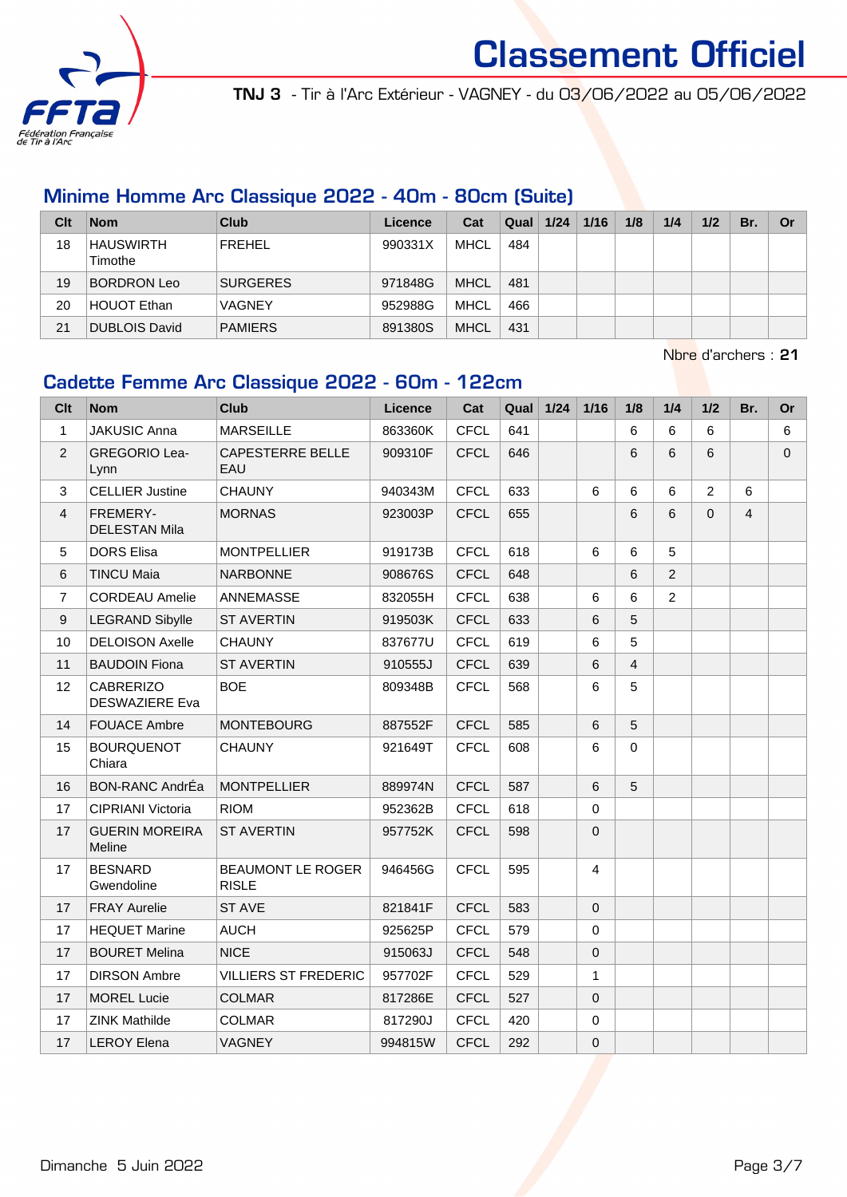# Classement Officiel

**TNJ 3** - Tir à l'Arc Extérieur - VAGNEY - du 03/06/2022 au 05/06/2022

## Minime Homme Arc Classique 2022 - 40m - 80cm (Suite)

| Clt | Nom | Club | Licence | Cat | Qual | 1/24 | 1/16 | 1/8 | 1/4 | 1/2 | Br. | Or |
|---|---|---|---|---|---|---|---|---|---|---|---|---|
| 18 | HAUSWIRTH Timothe | FREHEL | 990331X | MHCL | 484 | | | | | | | |
| 19 | BORDRON Leo | SURGERES | 971848G | MHCL | 481 | | | | | | | |
| 20 | HOUOT Ethan | VAGNEY | 952988G | MHCL | 466 | | | | | | | |
| 21 | DUBLOIS David | PAMIERS | 891380S | MHCL | 431 | | | | | | | |

Nbre d'archers : **21**

## Cadette Femme Arc Classique 2022 - 60m - 122cm

| Clt | Nom | Club | Licence | Cat | Qual | 1/24 | 1/16 | 1/8 | 1/4 | 1/2 | Br. | Or |
|---|---|---|---|---|---|---|---|---|---|---|---|---|
| 1 | JAKUSIC Anna | MARSEILLE | 863360K | CFCL | 641 | | | 6 | 6 | 6 | | 6 |
| 2 | GREGORIO Lea-Lynn | CAPESTERRE BELLE EAU | 909310F | CFCL | 646 | | | 6 | 6 | 6 | | 0 |
| 3 | CELLIER Justine | CHAUNY | 940343M | CFCL | 633 | | 6 | 6 | 6 | 2 | 6 | |
| 4 | FREMERY-DELESTAN Mila | MORNAS | 923003P | CFCL | 655 | | | 6 | 6 | 0 | 4 | |
| 5 | DORS Elisa | MONTPELLIER | 919173B | CFCL | 618 | | 6 | 6 | 5 | | | |
| 6 | TINCU Maia | NARBONNE | 908676S | CFCL | 648 | | | 6 | 2 | | | |
| 7 | CORDEAU Amelie | ANNEMASSE | 832055H | CFCL | 638 | | 6 | 6 | 2 | | | |
| 9 | LEGRAND Sibylle | ST AVERTIN | 919503K | CFCL | 633 | | 6 | 5 | | | | |
| 10 | DELOISON Axelle | CHAUNY | 837677U | CFCL | 619 | | 6 | 5 | | | | |
| 11 | BAUDOIN Fiona | ST AVERTIN | 910555J | CFCL | 639 | | 6 | 4 | | | | |
| 12 | CABRERIZO DESWAZIERE Eva | BOE | 809348B | CFCL | 568 | | 6 | 5 | | | | |
| 14 | FOUACE Ambre | MONTEBOURG | 887552F | CFCL | 585 | | 6 | 5 | | | | |
| 15 | BOURQUENOT Chiara | CHAUNY | 921649T | CFCL | 608 | | 6 | 0 | | | | |
| 16 | BON-RANC AndrÉa | MONTPELLIER | 889974N | CFCL | 587 | | 6 | 5 | | | | |
| 17 | CIPRIANI Victoria | RIOM | 952362B | CFCL | 618 | | 0 | | | | | |
| 17 | GUERIN MOREIRA Meline | ST AVERTIN | 957752K | CFCL | 598 | | 0 | | | | | |
| 17 | BESNARD Gwendoline | BEAUMONT LE ROGER RISLE | 946456G | CFCL | 595 | | 4 | | | | | |
| 17 | FRAY Aurelie | ST AVE | 821841F | CFCL | 583 | | 0 | | | | | |
| 17 | HEQUET Marine | AUCH | 925625P | CFCL | 579 | | 0 | | | | | |
| 17 | BOURET Melina | NICE | 915063J | CFCL | 548 | | 0 | | | | | |
| 17 | DIRSON Ambre | VILLIERS ST FREDERIC | 957702F | CFCL | 529 | | 1 | | | | | |
| 17 | MOREL Lucie | COLMAR | 817286E | CFCL | 527 | | 0 | | | | | |
| 17 | ZINK Mathilde | COLMAR | 817290J | CFCL | 420 | | 0 | | | | | |
| 17 | LEROY Elena | VAGNEY | 994815W | CFCL | 292 | | 0 | | | | | |

Dimanche 5 Juin 2022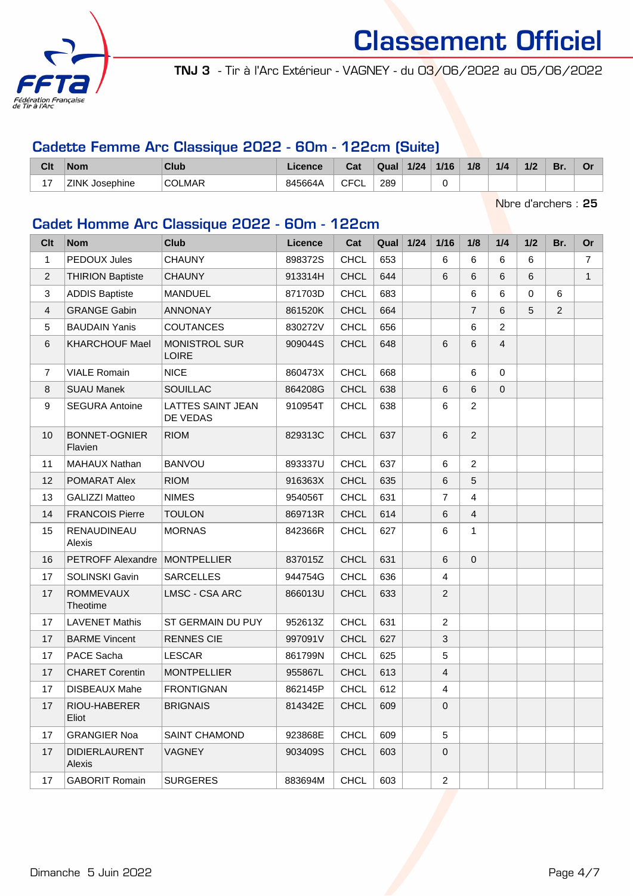# Classement Officiel

**TNJ 3** - Tir à l'Arc Extérieur - VAGNEY - du 03/06/2022 au 05/06/2022

## Cadette Femme Arc Classique 2022 - 60m - 122cm (Suite)

| Clt | Nom | Club | Licence | Cat | Qual | 1/24 | 1/16 | 1/8 | 1/4 | 1/2 | Br. | Or |
|---|---|---|---|---|---|---|---|---|---|---|---|---|
| 17 | ZINK Josephine | COLMAR | 845664A | CFCL | 289 | | 0 | | | | | |

Nbre d'archers : **25**

## Cadet Homme Arc Classique 2022 - 60m - 122cm

| Clt | Nom | Club | Licence | Cat | Qual | 1/24 | 1/16 | 1/8 | 1/4 | 1/2 | Br. | Or |
|---|---|---|---|---|---|---|---|---|---|---|---|---|
| 1 | PEDOUX Jules | CHAUNY | 898372S | CHCL | 653 | | 6 | 6 | 6 | 6 | | 7 |
| 2 | THIRION Baptiste | CHAUNY | 913314H | CHCL | 644 | | 6 | 6 | 6 | 6 | | 1 |
| 3 | ADDIS Baptiste | MANDUEL | 871703D | CHCL | 683 | | | 6 | 6 | 0 | 6 | |
| 4 | GRANGE Gabin | ANNONAY | 861520K | CHCL | 664 | | | 7 | 6 | 5 | 2 | |
| 5 | BAUDAIN Yanis | COUTANCES | 830272V | CHCL | 656 | | | 6 | 2 | | | |
| 6 | KHARCHOUF Mael | MONISTROL SUR LOIRE | 909044S | CHCL | 648 | | 6 | 6 | 4 | | | |
| 7 | VIALE Romain | NICE | 860473X | CHCL | 668 | | | 6 | 0 | | | |
| 8 | SUAU Manek | SOUILLAC | 864208G | CHCL | 638 | | 6 | 6 | 0 | | | |
| 9 | SEGURA Antoine | LATTES SAINT JEAN DE VEDAS | 910954T | CHCL | 638 | | 6 | 2 | | | | |
| 10 | BONNET-OGNIER Flavien | RIOM | 829313C | CHCL | 637 | | 6 | 2 | | | | |
| 11 | MAHAUX Nathan | BANVOU | 893337U | CHCL | 637 | | 6 | 2 | | | | |
| 12 | POMARAT Alex | RIOM | 916363X | CHCL | 635 | | 6 | 5 | | | | |
| 13 | GALIZZI Matteo | NIMES | 954056T | CHCL | 631 | | 7 | 4 | | | | |
| 14 | FRANCOIS Pierre | TOULON | 869713R | CHCL | 614 | | 6 | 4 | | | | |
| 15 | RENAUDINEAU Alexis | MORNAS | 842366R | CHCL | 627 | | 6 | 1 | | | | |
| 16 | PETROFF Alexandre | MONTPELLIER | 837015Z | CHCL | 631 | | 6 | 0 | | | | |
| 17 | SOLINSKI Gavin | SARCELLES | 944754G | CHCL | 636 | | 4 | | | | | |
| 17 | ROMMEVAUX Theotime | LMSC - CSA ARC | 866013U | CHCL | 633 | | 2 | | | | | |
| 17 | LAVENET Mathis | ST GERMAIN DU PUY | 952613Z | CHCL | 631 | | 2 | | | | | |
| 17 | BARME Vincent | RENNES CIE | 997091V | CHCL | 627 | | 3 | | | | | |
| 17 | PACE Sacha | LESCAR | 861799N | CHCL | 625 | | 5 | | | | | |
| 17 | CHARET Corentin | MONTPELLIER | 955867L | CHCL | 613 | | 4 | | | | | |
| 17 | DISBEAUX Mahe | FRONTIGNAN | 862145P | CHCL | 612 | | 4 | | | | | |
| 17 | RIOU-HABERER Eliot | BRIGNAIS | 814342E | CHCL | 609 | | 0 | | | | | |
| 17 | GRANGIER Noa | SAINT CHAMOND | 923868E | CHCL | 609 | | 5 | | | | | |
| 17 | DIDIERLAURENT Alexis | VAGNEY | 903409S | CHCL | 603 | | 0 | | | | | |
| 17 | GABORIT Romain | SURGERES | 883694M | CHCL | 603 | | 2 | | | | | |

Dimanche 5 Juin 2022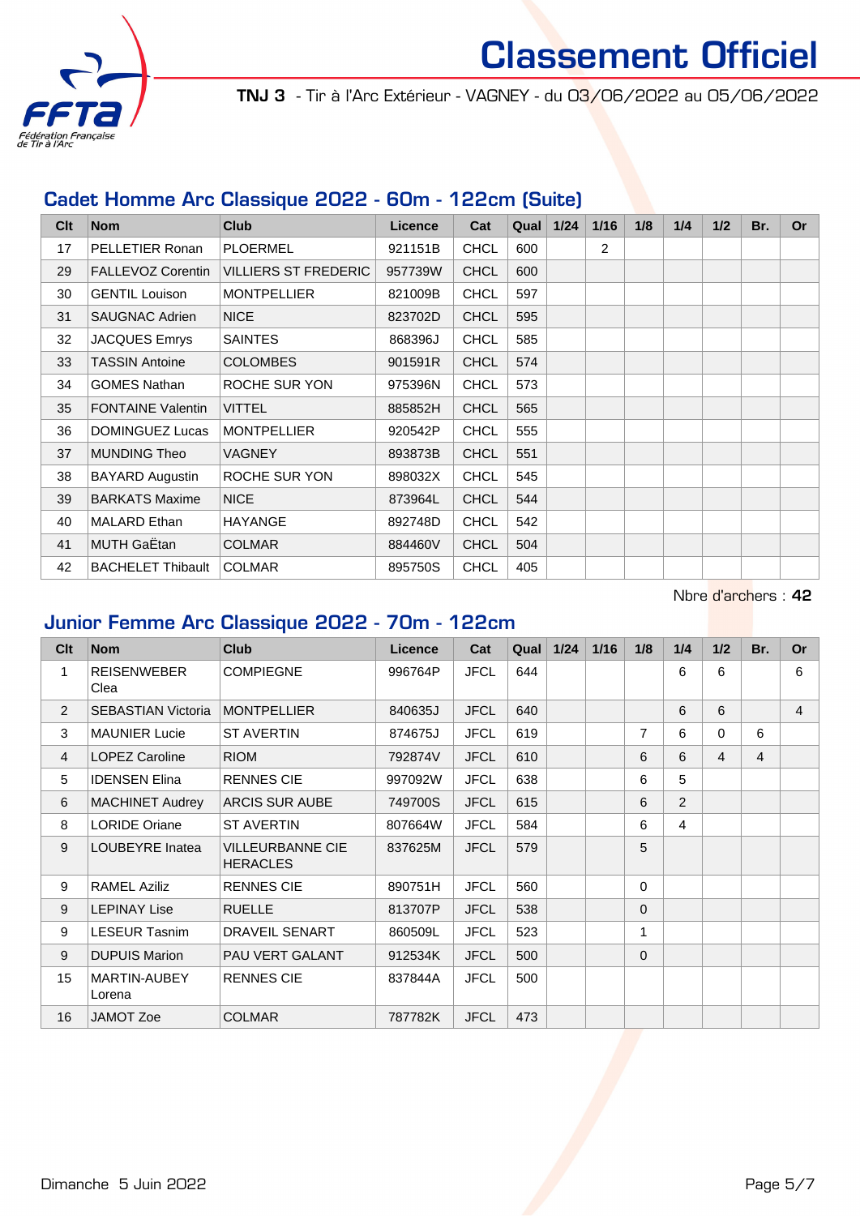# Classement Officiel

**TNJ 3** - Tir à l'Arc Extérieur - VAGNEY - du 03/06/2022 au 05/06/2022

## Cadet Homme Arc Classique 2022 - 60m - 122cm (Suite)

| Clt | Nom | Club | Licence | Cat | Qual | 1/24 | 1/16 | 1/8 | 1/4 | 1/2 | Br. | Or |
|---|---|---|---|---|---|---|---|---|---|---|---|---|
| 17 | PELLETIER Ronan | PLOERMEL | 921151B | CHCL | 600 | | 2 | | | | | |
| 29 | FALLEVOZ Corentin | VILLIERS ST FREDERIC | 957739W | CHCL | 600 | | | | | | | |
| 30 | GENTIL Louison | MONTPELLIER | 821009B | CHCL | 597 | | | | | | | |
| 31 | SAUGNAC Adrien | NICE | 823702D | CHCL | 595 | | | | | | | |
| 32 | JACQUES Emrys | SAINTES | 868396J | CHCL | 585 | | | | | | | |
| 33 | TASSIN Antoine | COLOMBES | 901591R | CHCL | 574 | | | | | | | |
| 34 | GOMES Nathan | ROCHE SUR YON | 975396N | CHCL | 573 | | | | | | | |
| 35 | FONTAINE Valentin | VITTEL | 885852H | CHCL | 565 | | | | | | | |
| 36 | DOMINGUEZ Lucas | MONTPELLIER | 920542P | CHCL | 555 | | | | | | | |
| 37 | MUNDING Theo | VAGNEY | 893873B | CHCL | 551 | | | | | | | |
| 38 | BAYARD Augustin | ROCHE SUR YON | 898032X | CHCL | 545 | | | | | | | |
| 39 | BARKATS Maxime | NICE | 873964L | CHCL | 544 | | | | | | | |
| 40 | MALARD Ethan | HAYANGE | 892748D | CHCL | 542 | | | | | | | |
| 41 | MUTH GaËtan | COLMAR | 884460V | CHCL | 504 | | | | | | | |
| 42 | BACHELET Thibault | COLMAR | 895750S | CHCL | 405 | | | | | | | |

Nbre d'archers : **42**

## Junior Femme Arc Classique 2022 - 70m - 122cm

| Clt | Nom | Club | Licence | Cat | Qual | 1/24 | 1/16 | 1/8 | 1/4 | 1/2 | Br. | Or |
|---|---|---|---|---|---|---|---|---|---|---|---|---|
| 1 | REISENWEBER Clea | COMPIEGNE | 996764P | JFCL | 644 | | | | 6 | 6 | | 6 |
| 2 | SEBASTIAN Victoria | MONTPELLIER | 840635J | JFCL | 640 | | | | 6 | 6 | | 4 |
| 3 | MAUNIER Lucie | ST AVERTIN | 874675J | JFCL | 619 | | | 7 | 6 | 0 | 6 | |
| 4 | LOPEZ Caroline | RIOM | 792874V | JFCL | 610 | | | 6 | 6 | 4 | 4 | |
| 5 | IDENSEN Elina | RENNES CIE | 997092W | JFCL | 638 | | | 6 | 5 | | | |
| 6 | MACHINET Audrey | ARCIS SUR AUBE | 749700S | JFCL | 615 | | | 6 | 2 | | | |
| 8 | LORIDE Oriane | ST AVERTIN | 807664W | JFCL | 584 | | | 6 | 4 | | | |
| 9 | LOUBEYRE Inatea | VILLEURBANNE CIE HERACLES | 837625M | JFCL | 579 | | | 5 | | | | |
| 9 | RAMEL Aziliz | RENNES CIE | 890751H | JFCL | 560 | | | 0 | | | | |
| 9 | LEPINAY Lise | RUELLE | 813707P | JFCL | 538 | | | 0 | | | | |
| 9 | LESEUR Tasnim | DRAVEIL SENART | 860509L | JFCL | 523 | | | 1 | | | | |
| 9 | DUPUIS Marion | PAU VERT GALANT | 912534K | JFCL | 500 | | | 0 | | | | |
| 15 | MARTIN-AUBEY Lorena | RENNES CIE | 837844A | JFCL | 500 | | | | | | | |
| 16 | JAMOT Zoe | COLMAR | 787782K | JFCL | 473 | | | | | | | |

Dimanche 5 Juin 2022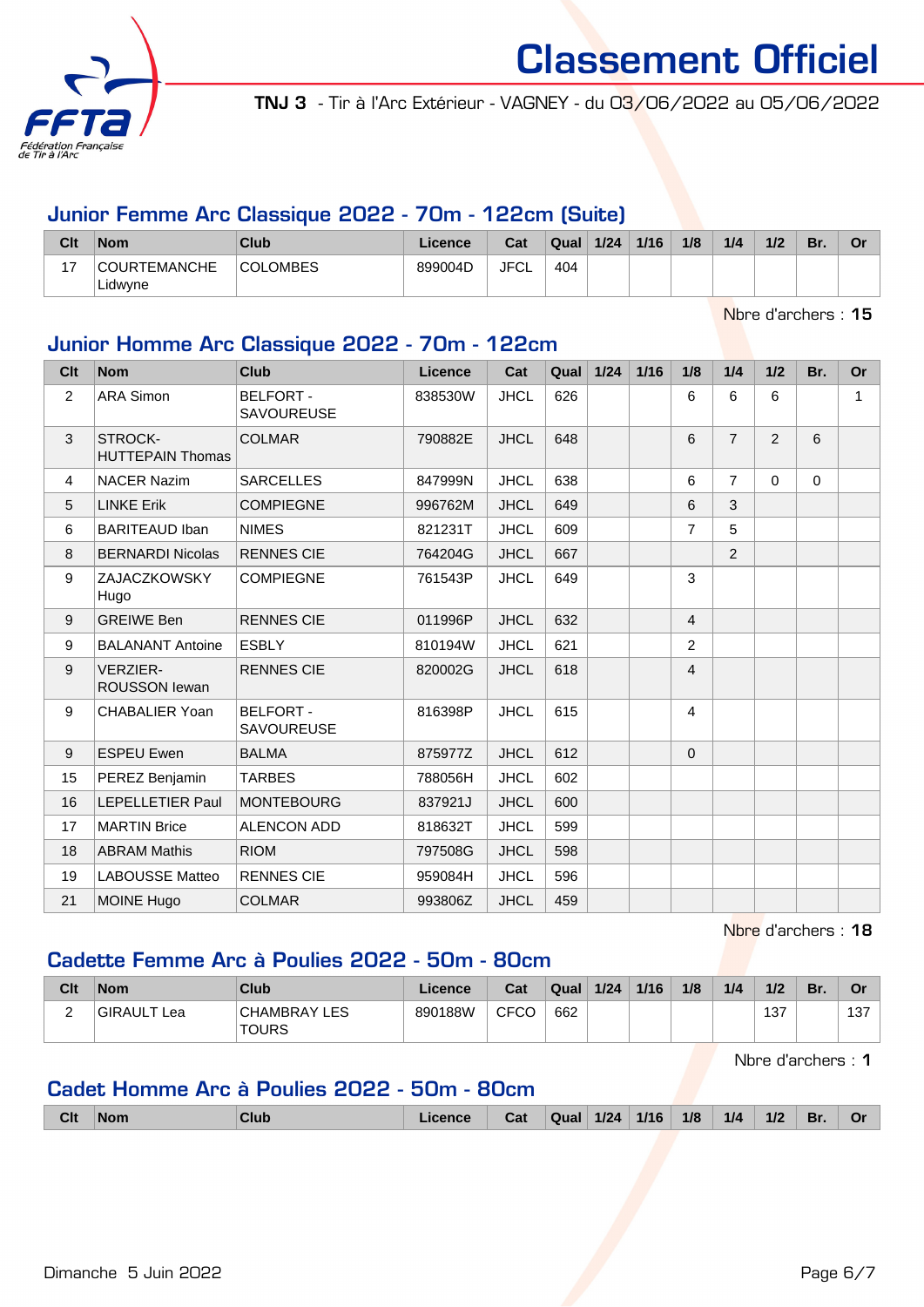# Classement Officiel

**TNJ 3** - Tir à l'Arc Extérieur - VAGNEY - du 03/06/2022 au 05/06/2022

## Junior Femme Arc Classique 2022 - 70m - 122cm (Suite)

| Clt | Nom | Club | Licence | Cat | Qual | 1/24 | 1/16 | 1/8 | 1/4 | 1/2 | Br. | Or |
|---|---|---|---|---|---|---|---|---|---|---|---|---|
| 17 | COURTEMANCHE Lidwyne | COLOMBES | 899004D | JFCL | 404 | | | | | | | |

Nbre d'archers : **15**

## Junior Homme Arc Classique 2022 - 70m - 122cm

| Clt | Nom | Club | Licence | Cat | Qual | 1/24 | 1/16 | 1/8 | 1/4 | 1/2 | Br. | Or |
|---|---|---|---|---|---|---|---|---|---|---|---|---|
| 2 | ARA Simon | BELFORT - SAVOUREUSE | 838530W | JHCL | 626 | | | 6 | 6 | 6 | | 1 |
| 3 | STROCK-HUTTEPAIN Thomas | COLMAR | 790882E | JHCL | 648 | | | 6 | 7 | 2 | 6 | |
| 4 | NACER Nazim | SARCELLES | 847999N | JHCL | 638 | | | 6 | 7 | 0 | 0 | |
| 5 | LINKE Erik | COMPIEGNE | 996762M | JHCL | 649 | | | 6 | 3 | | | |
| 6 | BARITEAUD Iban | NIMES | 821231T | JHCL | 609 | | | 7 | 5 | | | |
| 8 | BERNARDI Nicolas | RENNES CIE | 764204G | JHCL | 667 | | | | 2 | | | |
| 9 | ZAJACZKOWSKY Hugo | COMPIEGNE | 761543P | JHCL | 649 | | | 3 | | | | |
| 9 | GREIWE Ben | RENNES CIE | 011996P | JHCL | 632 | | | 4 | | | | |
| 9 | BALANANT Antoine | ESBLY | 810194W | JHCL | 621 | | | 2 | | | | |
| 9 | VERZIER-ROUSSON Iewan | RENNES CIE | 820002G | JHCL | 618 | | | 4 | | | | |
| 9 | CHABALIER Yoan | BELFORT - SAVOUREUSE | 816398P | JHCL | 615 | | | 4 | | | | |
| 9 | ESPEU Ewen | BALMA | 875977Z | JHCL | 612 | | | 0 | | | | |
| 15 | PEREZ Benjamin | TARBES | 788056H | JHCL | 602 | | | | | | | |
| 16 | LEPELLETIER Paul | MONTEBOURG | 837921J | JHCL | 600 | | | | | | | |
| 17 | MARTIN Brice | ALENCON ADD | 818632T | JHCL | 599 | | | | | | | |
| 18 | ABRAM Mathis | RIOM | 797508G | JHCL | 598 | | | | | | | |
| 19 | LABOUSSE Matteo | RENNES CIE | 959084H | JHCL | 596 | | | | | | | |
| 21 | MOINE Hugo | COLMAR | 993806Z | JHCL | 459 | | | | | | | |

Nbre d'archers : **18**

## Cadette Femme Arc à Poulies 2022 - 50m - 80cm

| Clt | Nom | Club | Licence | Cat | Qual | 1/24 | 1/16 | 1/8 | 1/4 | 1/2 | Br. | Or |
|---|---|---|---|---|---|---|---|---|---|---|---|---|
| 2 | GIRAULT Lea | CHAMBRAY LES TOURS | 890188W | CFCO | 662 | | | | | 137 | | 137 |

Nbre d'archers : **1**

## Cadet Homme Arc à Poulies 2022 - 50m - 80cm

| Clt | Nom | Club | Licence | Cat | Qual | 1/24 | 1/16 | 1/8 | 1/4 | 1/2 | Br. | Or |
|---|---|---|---|---|---|---|---|---|---|---|---|---|

Dimanche 5 Juin 2022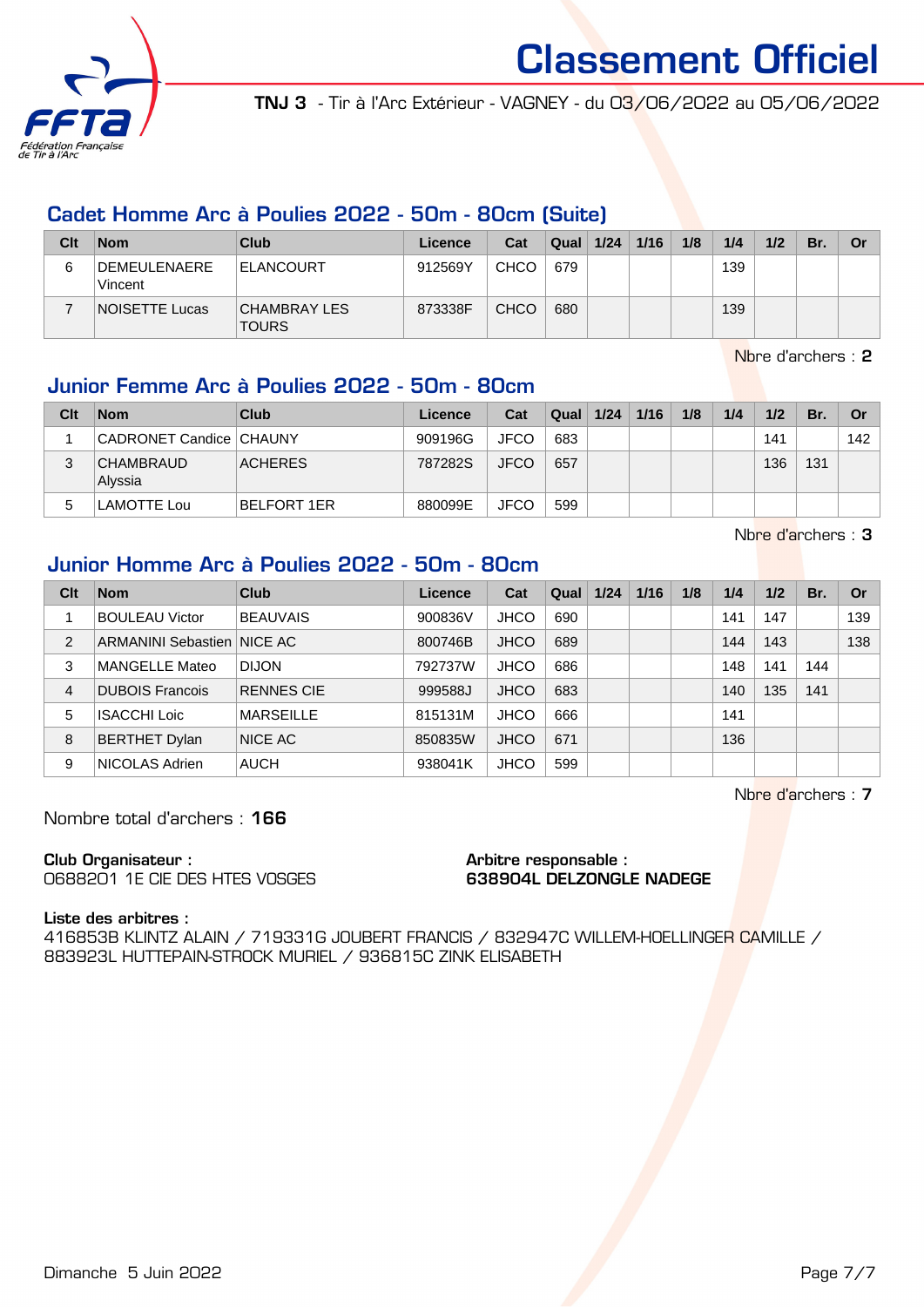# Classement Officiel

**TNJ 3** - Tir à l'Arc Extérieur - VAGNEY - du 03/06/2022 au 05/06/2022

## Cadet Homme Arc à Poulies 2022 - 50m - 80cm (Suite)

| Clt | Nom | Club | Licence | Cat | Qual | 1/24 | 1/16 | 1/8 | 1/4 | 1/2 | Br. | Or |
|---|---|---|---|---|---|---|---|---|---|---|---|---|
| 6 | DEMEULENAERE Vincent | ELANCOURT | 912569Y | CHCO | 679 | | | | 139 | | | |
| 7 | NOISETTE Lucas | CHAMBRAY LES TOURS | 873338F | CHCO | 680 | | | | 139 | | | |

Nbre d'archers : **2**

## Junior Femme Arc à Poulies 2022 - 50m - 80cm

| Clt | Nom | Club | Licence | Cat | Qual | 1/24 | 1/16 | 1/8 | 1/4 | 1/2 | Br. | Or |
|---|---|---|---|---|---|---|---|---|---|---|---|---|
| 1 | CADRONET Candice | CHAUNY | 909196G | JFCO | 683 | | | | | 141 | | 142 |
| 3 | CHAMBRAUD Alyssia | ACHERES | 787282S | JFCO | 657 | | | | | 136 | 131 | |
| 5 | LAMOTTE Lou | BELFORT 1ER | 880099E | JFCO | 599 | | | | | | | |

Nbre d'archers : **3**

## Junior Homme Arc à Poulies 2022 - 50m - 80cm

| Clt | Nom | Club | Licence | Cat | Qual | 1/24 | 1/16 | 1/8 | 1/4 | 1/2 | Br. | Or |
|---|---|---|---|---|---|---|---|---|---|---|---|---|
| 1 | BOULEAU Victor | BEAUVAIS | 900836V | JHCO | 690 | | | | 141 | 147 | | 139 |
| 2 | ARMANINI Sebastien | NICE AC | 800746B | JHCO | 689 | | | | 144 | 143 | | 138 |
| 3 | MANGELLE Mateo | DIJON | 792737W | JHCO | 686 | | | | 148 | 141 | 144 | |
| 4 | DUBOIS Francois | RENNES CIE | 999588J | JHCO | 683 | | | | 140 | 135 | 141 | |
| 5 | ISACCHI Loic | MARSEILLE | 815131M | JHCO | 666 | | | | 141 | | | |
| 8 | BERTHET Dylan | NICE AC | 850835W | JHCO | 671 | | | | 136 | | | |
| 9 | NICOLAS Adrien | AUCH | 938041K | JHCO | 599 | | | | | | | |

Nbre d'archers : **7**

Nombre total d'archers : **166**

**Club Organisateur :**
0688201 1E CIE DES HTES VOSGES

**Arbitre responsable :**
**638904L DELZONGLE NADEGE**

**Liste des arbitres :**
416853B KLINTZ ALAIN / 719331G JOUBERT FRANCIS / 832947C WILLEM-HOELLINGER CAMILLE / 883923L HUTTEPAIN-STROCK MURIEL / 936815C ZINK ELISABETH

Dimanche 5 Juin 2022